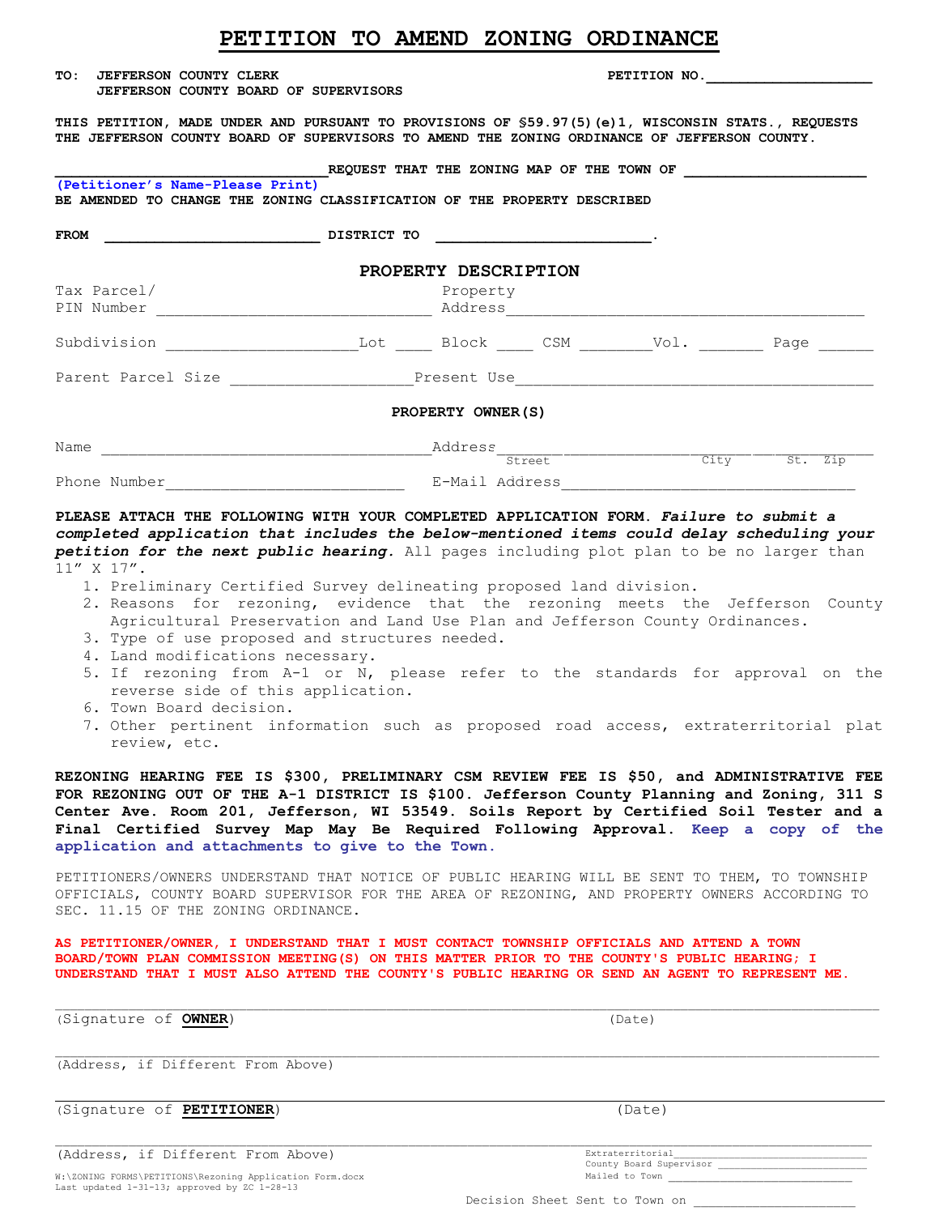# PETITION TO AMEND ZONING ORDINANCE

**TO: JEFFERSON COUNTY CLERK**
**JEFFERSON COUNTY BOARD OF SUPERVISORS**

**PETITION NO.**___________________

**THIS PETITION, MADE UNDER AND PURSUANT TO PROVISIONS OF §59.97(5)(e)1, WISCONSIN STATS., REQUESTS THE JEFFERSON COUNTY BOARD OF SUPERVISORS TO AMEND THE ZONING ORDINANCE OF JEFFERSON COUNTY.**

______________________________**REQUEST THAT THE ZONING MAP OF THE TOWN OF** ____________________
**(Petitioner's Name-Please Print)**
**BE AMENDED TO CHANGE THE ZONING CLASSIFICATION OF THE PROPERTY DESCRIBED**

**FROM** ________________________ **DISTRICT TO** ________________________.

## PROPERTY DESCRIPTION

Tax Parcel/ PIN Number ______________________________ Property Address ________________________________________

Subdivision ____________________Lot ____ Block ____ CSM ________Vol. _______ Page ______

Parent Parcel Size ___________________Present Use________________________________________

## PROPERTY OWNER(S)

Name ____________________________________Address___________________________________________
Street City St. Zip

Phone Number__________________________ E-Mail Address________________________________

**PLEASE ATTACH THE FOLLOWING WITH YOUR COMPLETED APPLICATION FORM.** ***Failure to submit a completed application that includes the below-mentioned items could delay scheduling your petition for the next public hearing.*** All pages including plot plan to be no larger than 11" X 17".

1. Preliminary Certified Survey delineating proposed land division.
2. Reasons for rezoning, evidence that the rezoning meets the Jefferson County Agricultural Preservation and Land Use Plan and Jefferson County Ordinances.
3. Type of use proposed and structures needed.
4. Land modifications necessary.
5. If rezoning from A-1 or N, please refer to the standards for approval on the reverse side of this application.
6. Town Board decision.
7. Other pertinent information such as proposed road access, extraterritorial plat review, etc.

**REZONING HEARING FEE IS $300, PRELIMINARY CSM REVIEW FEE IS $50, and ADMINISTRATIVE FEE FOR REZONING OUT OF THE A-1 DISTRICT IS $100. Jefferson County Planning and Zoning, 311 S Center Ave. Room 201, Jefferson, WI 53549. Soils Report by Certified Soil Tester and a Final Certified Survey Map May Be Required Following Approval. Keep a copy of the application and attachments to give to the Town.**

PETITIONERS/OWNERS UNDERSTAND THAT NOTICE OF PUBLIC HEARING WILL BE SENT TO THEM, TO TOWNSHIP OFFICIALS, COUNTY BOARD SUPERVISOR FOR THE AREA OF REZONING, AND PROPERTY OWNERS ACCORDING TO SEC. 11.15 OF THE ZONING ORDINANCE.

**AS PETITIONER/OWNER, I UNDERSTAND THAT I MUST CONTACT TOWNSHIP OFFICIALS AND ATTEND A TOWN BOARD/TOWN PLAN COMMISSION MEETING(S) ON THIS MATTER PRIOR TO THE COUNTY'S PUBLIC HEARING; I UNDERSTAND THAT I MUST ALSO ATTEND THE COUNTY'S PUBLIC HEARING OR SEND AN AGENT TO REPRESENT ME.**

________________________________________________________________________________
(Signature of **OWNER**) (Date)

________________________________________________________________________________
(Address, if Different From Above)

________________________________________________________________________________
(Signature of **PETITIONER**) (Date)

________________________________________________________________________________
(Address, if Different From Above)

Extraterritorial ______________________
County Board Supervisor ______________________
Mailed to Town ______________________

W:\ZONING FORMS\PETITIONS\Rezoning Application Form.docx
Last updated 1-31-13; approved by ZC 1-28-13

Decision Sheet Sent to Town on ______________________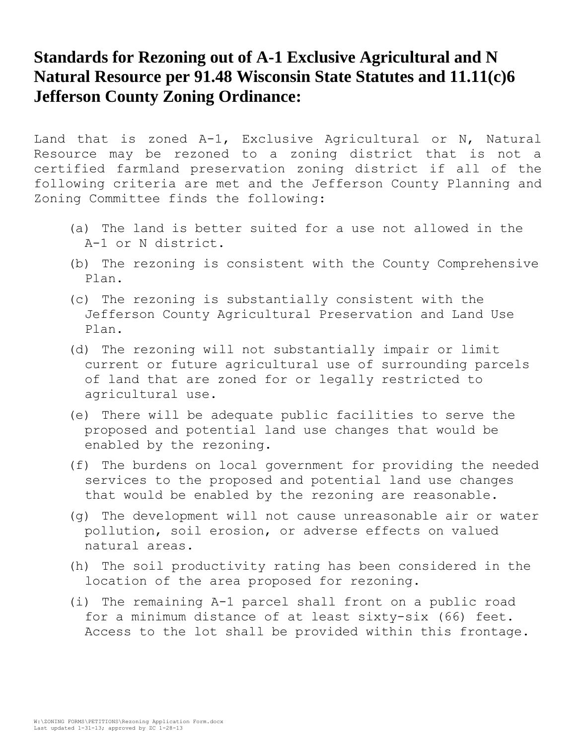# Standards for Rezoning out of A-1 Exclusive Agricultural and N Natural Resource per 91.48 Wisconsin State Statutes and 11.11(c)6 Jefferson County Zoning Ordinance:

Land that is zoned A-1, Exclusive Agricultural or N, Natural Resource may be rezoned to a zoning district that is not a certified farmland preservation zoning district if all of the following criteria are met and the Jefferson County Planning and Zoning Committee finds the following:

(a) The land is better suited for a use not allowed in the A-1 or N district.

(b) The rezoning is consistent with the County Comprehensive Plan.

(c) The rezoning is substantially consistent with the Jefferson County Agricultural Preservation and Land Use Plan.

(d) The rezoning will not substantially impair or limit current or future agricultural use of surrounding parcels of land that are zoned for or legally restricted to agricultural use.

(e) There will be adequate public facilities to serve the proposed and potential land use changes that would be enabled by the rezoning.

(f) The burdens on local government for providing the needed services to the proposed and potential land use changes that would be enabled by the rezoning are reasonable.

(g) The development will not cause unreasonable air or water pollution, soil erosion, or adverse effects on valued natural areas.

(h) The soil productivity rating has been considered in the location of the area proposed for rezoning.

(i) The remaining A-1 parcel shall front on a public road for a minimum distance of at least sixty-six (66) feet. Access to the lot shall be provided within this frontage.